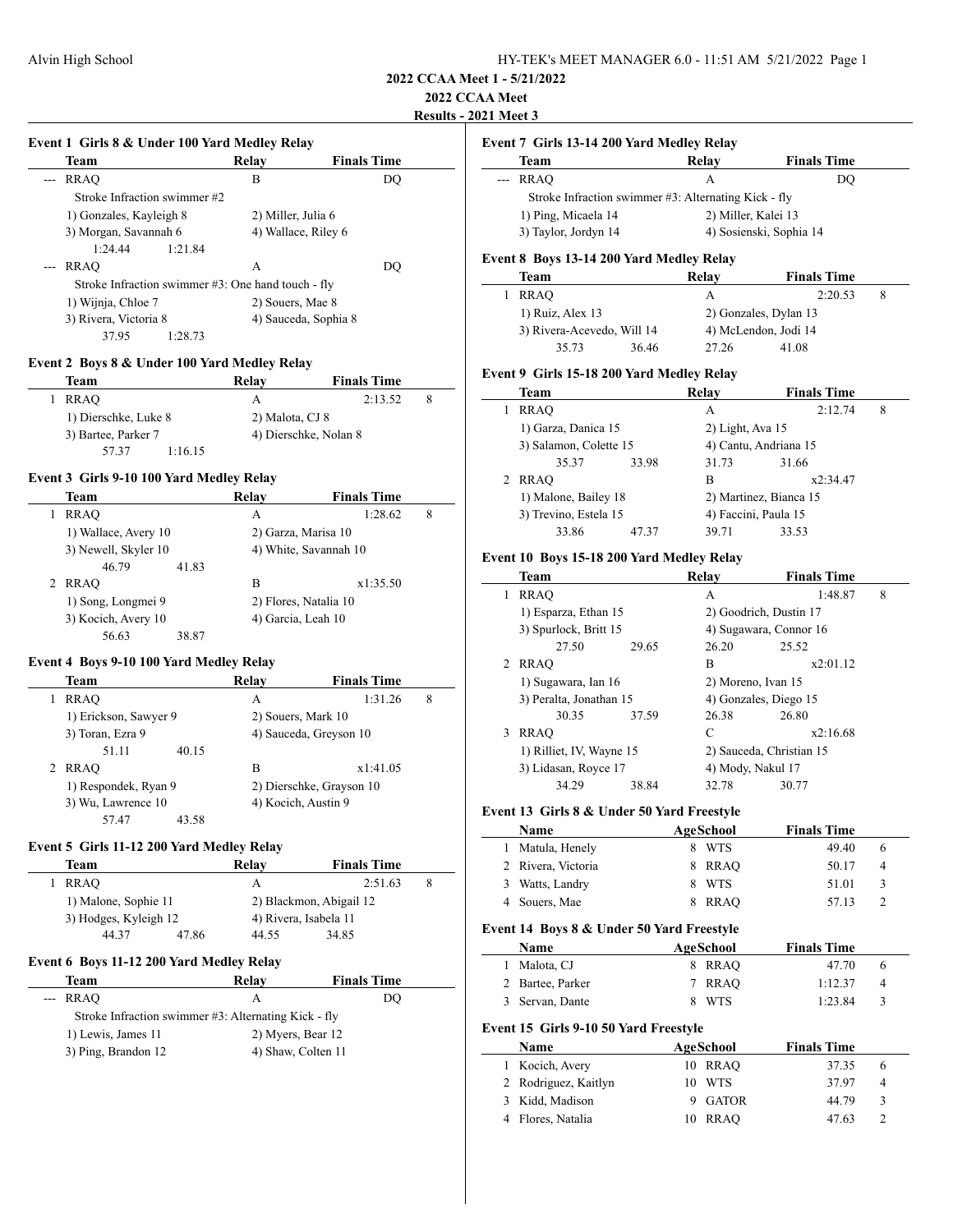## 2022 CCAA Meet 1 - 5/21/2022

## 2022 CCAA Meet

## Results - 2021 Meet 3

### Event 1 Girls 8 & Under 100 Yard Medley Relay

| | Team | Relay | Finals Time | |
|---|---|---|---|---|
| --- | RRAQ | B | DQ | |
| | Stroke Infraction swimmer #2 | | | |
| | 1) Gonzales, Kayleigh 8 | 2) Miller, Julia 6 | | |
| | 3) Morgan, Savannah 6 | 4) Wallace, Riley 6 | | |
| | 1:24.44 1:21.84 | | | |
| --- | RRAQ | A | DQ | |
| | Stroke Infraction swimmer #3: One hand touch - fly | | | |
| | 1) Wijnja, Chloe 7 | 2) Souers, Mae 8 | | |
| | 3) Rivera, Victoria 8 | 4) Sauceda, Sophia 8 | | |
| | 37.95 1:28.73 | | | |

### Event 2 Boys 8 & Under 100 Yard Medley Relay

| | Team | Relay | Finals Time | |
|---|---|---|---|---|
| 1 | RRAQ | A | 2:13.52 | 8 |
| | 1) Dierschke, Luke 8 | 2) Malota, CJ 8 | | |
| | 3) Bartee, Parker 7 | 4) Dierschke, Nolan 8 | | |
| | 57.37 1:16.15 | | | |

### Event 3 Girls 9-10 100 Yard Medley Relay

| | Team | Relay | Finals Time | |
|---|---|---|---|---|
| 1 | RRAQ | A | 1:28.62 | 8 |
| | 1) Wallace, Avery 10 | 2) Garza, Marisa 10 | | |
| | 3) Newell, Skyler 10 | 4) White, Savannah 10 | | |
| | 46.79 41.83 | | | |
| 2 | RRAQ | B | x1:35.50 | |
| | 1) Song, Longmei 9 | 2) Flores, Natalia 10 | | |
| | 3) Kocich, Avery 10 | 4) Garcia, Leah 10 | | |
| | 56.63 38.87 | | | |

### Event 4 Boys 9-10 100 Yard Medley Relay

| | Team | Relay | Finals Time | |
|---|---|---|---|---|
| 1 | RRAQ | A | 1:31.26 | 8 |
| | 1) Erickson, Sawyer 9 | 2) Souers, Mark 10 | | |
| | 3) Toran, Ezra 9 | 4) Sauceda, Greyson 10 | | |
| | 51.11 40.15 | | | |
| 2 | RRAQ | B | x1:41.05 | |
| | 1) Respondek, Ryan 9 | 2) Dierschke, Grayson 10 | | |
| | 3) Wu, Lawrence 10 | 4) Kocich, Austin 9 | | |
| | 57.47 43.58 | | | |

### Event 5 Girls 11-12 200 Yard Medley Relay

| | Team | Relay | Finals Time | |
|---|---|---|---|---|
| 1 | RRAQ | A | 2:51.63 | 8 |
| | 1) Malone, Sophie 11 | 2) Blackmon, Abigail 12 | | |
| | 3) Hodges, Kyleigh 12 | 4) Rivera, Isabela 11 | | |
| | 44.37 47.86 | 44.55 34.85 | | |

### Event 6 Boys 11-12 200 Yard Medley Relay

| | Team | Relay | Finals Time | |
|---|---|---|---|---|
| --- | RRAQ | A | DQ | |
| | Stroke Infraction swimmer #3: Alternating Kick - fly | | | |
| | 1) Lewis, James 11 | 2) Myers, Bear 12 | | |
| | 3) Ping, Brandon 12 | 4) Shaw, Colten 11 | | |

### Event 7 Girls 13-14 200 Yard Medley Relay

| | Team | Relay | Finals Time | |
|---|---|---|---|---|
| --- | RRAQ | A | DQ | |
| | Stroke Infraction swimmer #3: Alternating Kick - fly | | | |
| | 1) Ping, Micaela 14 | 2) Miller, Kalei 13 | | |
| | 3) Taylor, Jordyn 14 | 4) Sosienski, Sophia 14 | | |

### Event 8 Boys 13-14 200 Yard Medley Relay

| | Team | Relay | Finals Time | |
|---|---|---|---|---|
| 1 | RRAQ | A | 2:20.53 | 8 |
| | 1) Ruiz, Alex 13 | 2) Gonzales, Dylan 13 | | |
| | 3) Rivera-Acevedo, Will 14 | 4) McLendon, Jodi 14 | | |
| | 35.73 36.46 | 27.26 41.08 | | |

### Event 9 Girls 15-18 200 Yard Medley Relay

| | Team | Relay | Finals Time | |
|---|---|---|---|---|
| 1 | RRAQ | A | 2:12.74 | 8 |
| | 1) Garza, Danica 15 | 2) Light, Ava 15 | | |
| | 3) Salamon, Colette 15 | 4) Cantu, Andriana 15 | | |
| | 35.37 33.98 | 31.73 31.66 | | |
| 2 | RRAQ | B | x2:34.47 | |
| | 1) Malone, Bailey 18 | 2) Martinez, Bianca 15 | | |
| | 3) Trevino, Estela 15 | 4) Faccini, Paula 15 | | |
| | 33.86 47.37 | 39.71 33.53 | | |

### Event 10 Boys 15-18 200 Yard Medley Relay

| | Team | Relay | Finals Time | |
|---|---|---|---|---|
| 1 | RRAQ | A | 1:48.87 | 8 |
| | 1) Esparza, Ethan 15 | 2) Goodrich, Dustin 17 | | |
| | 3) Spurlock, Britt 15 | 4) Sugawara, Connor 16 | | |
| | 27.50 29.65 | 26.20 25.52 | | |
| 2 | RRAQ | B | x2:01.12 | |
| | 1) Sugawara, Ian 16 | 2) Moreno, Ivan 15 | | |
| | 3) Peralta, Jonathan 15 | 4) Gonzales, Diego 15 | | |
| | 30.35 37.59 | 26.38 26.80 | | |
| 3 | RRAQ | C | x2:16.68 | |
| | 1) Rilliet, IV, Wayne 15 | 2) Sauceda, Christian 15 | | |
| | 3) Lidasan, Royce 17 | 4) Mody, Nakul 17 | | |
| | 34.29 38.84 | 32.78 30.77 | | |

### Event 13 Girls 8 & Under 50 Yard Freestyle

| | Name | Age | School | Finals Time | |
|---|---|---|---|---|---|
| 1 | Matula, Henely | 8 | WTS | 49.40 | 6 |
| 2 | Rivera, Victoria | 8 | RRAQ | 50.17 | 4 |
| 3 | Watts, Landry | 8 | WTS | 51.01 | 3 |
| 4 | Souers, Mae | 8 | RRAQ | 57.13 | 2 |

### Event 14 Boys 8 & Under 50 Yard Freestyle

| | Name | Age | School | Finals Time | |
|---|---|---|---|---|---|
| 1 | Malota, CJ | 8 | RRAQ | 47.70 | 6 |
| 2 | Bartee, Parker | 7 | RRAQ | 1:12.37 | 4 |
| 3 | Servan, Dante | 8 | WTS | 1:23.84 | 3 |

### Event 15 Girls 9-10 50 Yard Freestyle

| | Name | Age | School | Finals Time | |
|---|---|---|---|---|---|
| 1 | Kocich, Avery | 10 | RRAQ | 37.35 | 6 |
| 2 | Rodriguez, Kaitlyn | 10 | WTS | 37.97 | 4 |
| 3 | Kidd, Madison | 9 | GATOR | 44.79 | 3 |
| 4 | Flores, Natalia | 10 | RRAQ | 47.63 | 2 |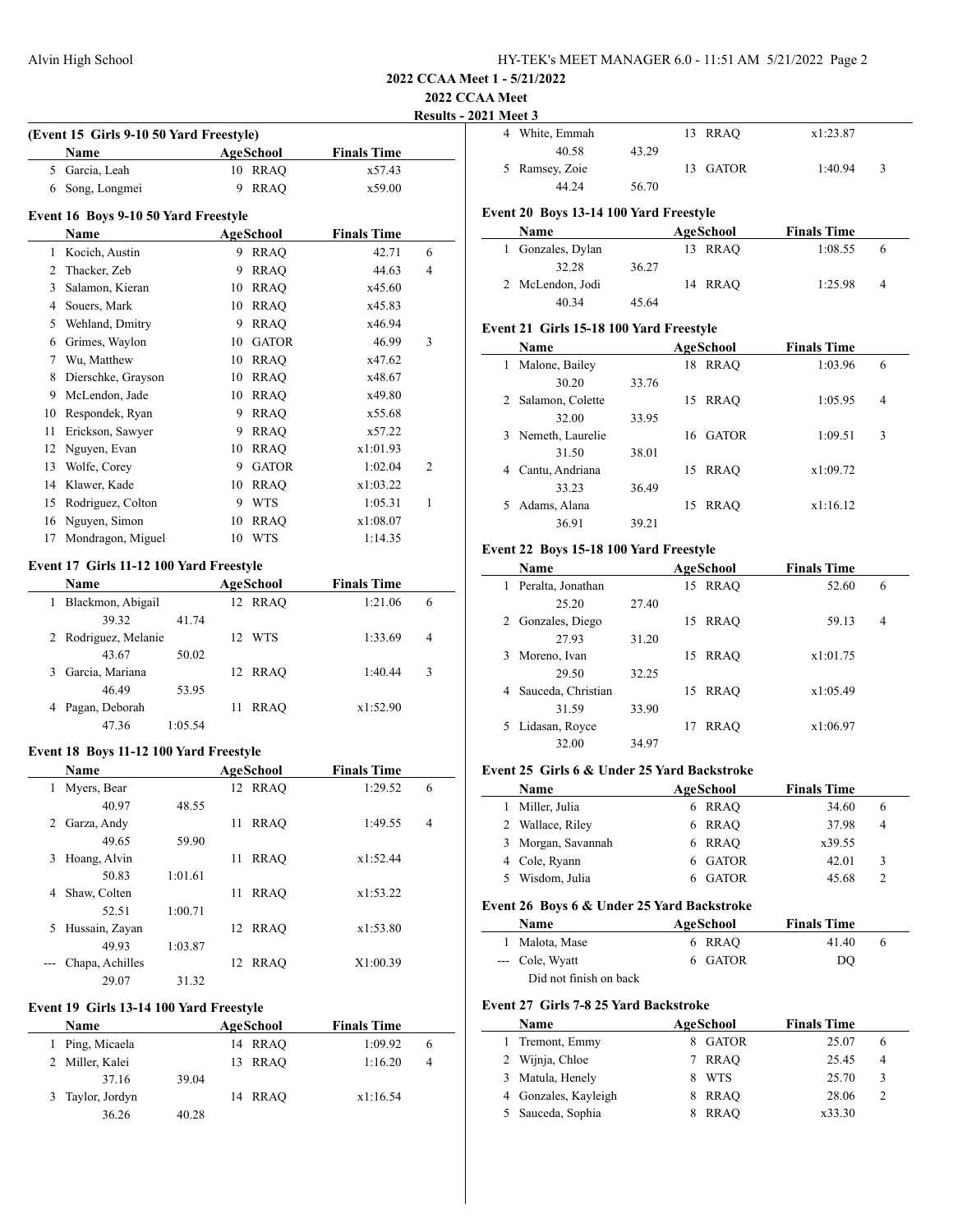2022 CCAA Meet 1 - 5/21/2022

2022 CCAA Meet

Results - 2021 Meet 3

### (Event 15 Girls 9-10 50 Yard Freestyle)

| | Name | Age | School | Finals Time | |
|---|---|---|---|---|---|
| 5 | Garcia, Leah | 10 | RRAQ | x57.43 | |
| 6 | Song, Longmei | 9 | RRAQ | x59.00 | |

### Event 16 Boys 9-10 50 Yard Freestyle

| | Name | Age | School | Finals Time | |
|---|---|---|---|---|---|
| 1 | Kocich, Austin | 9 | RRAQ | 42.71 | 6 |
| 2 | Thacker, Zeb | 9 | RRAQ | 44.63 | 4 |
| 3 | Salamon, Kieran | 10 | RRAQ | x45.60 | |
| 4 | Souers, Mark | 10 | RRAQ | x45.83 | |
| 5 | Wehland, Dmitry | 9 | RRAQ | x46.94 | |
| 6 | Grimes, Waylon | 10 | GATOR | 46.99 | 3 |
| 7 | Wu, Matthew | 10 | RRAQ | x47.62 | |
| 8 | Dierschke, Grayson | 10 | RRAQ | x48.67 | |
| 9 | McLendon, Jade | 10 | RRAQ | x49.80 | |
| 10 | Respondek, Ryan | 9 | RRAQ | x55.68 | |
| 11 | Erickson, Sawyer | 9 | RRAQ | x57.22 | |
| 12 | Nguyen, Evan | 10 | RRAQ | x1:01.93 | |
| 13 | Wolfe, Corey | 9 | GATOR | 1:02.04 | 2 |
| 14 | Klawer, Kade | 10 | RRAQ | x1:03.22 | |
| 15 | Rodriguez, Colton | 9 | WTS | 1:05.31 | 1 |
| 16 | Nguyen, Simon | 10 | RRAQ | x1:08.07 | |
| 17 | Mondragon, Miguel | 10 | WTS | 1:14.35 | |

### Event 17 Girls 11-12 100 Yard Freestyle

| | Name | Age | School | Finals Time | |
|---|---|---|---|---|---|
| 1 | Blackmon, Abigail | 12 | RRAQ | 1:21.06 | 6 |
| | 39.32 41.74 | | | | |
| 2 | Rodriguez, Melanie | 12 | WTS | 1:33.69 | 4 |
| | 43.67 50.02 | | | | |
| 3 | Garcia, Mariana | 12 | RRAQ | 1:40.44 | 3 |
| | 46.49 53.95 | | | | |
| 4 | Pagan, Deborah | 11 | RRAQ | x1:52.90 | |
| | 47.36 1:05.54 | | | | |

### Event 18 Boys 11-12 100 Yard Freestyle

| | Name | Age | School | Finals Time | |
|---|---|---|---|---|---|
| 1 | Myers, Bear | 12 | RRAQ | 1:29.52 | 6 |
| | 40.97 48.55 | | | | |
| 2 | Garza, Andy | 11 | RRAQ | 1:49.55 | 4 |
| | 49.65 59.90 | | | | |
| 3 | Hoang, Alvin | 11 | RRAQ | x1:52.44 | |
| | 50.83 1:01.61 | | | | |
| 4 | Shaw, Colten | 11 | RRAQ | x1:53.22 | |
| | 52.51 1:00.71 | | | | |
| 5 | Hussain, Zayan | 12 | RRAQ | x1:53.80 | |
| | 49.93 1:03.87 | | | | |
| --- | Chapa, Achilles | 12 | RRAQ | X1:00.39 | |
| | 29.07 31.32 | | | | |

### Event 19 Girls 13-14 100 Yard Freestyle

| | Name | Age | School | Finals Time | |
|---|---|---|---|---|---|
| 1 | Ping, Micaela | 14 | RRAQ | 1:09.92 | 6 |
| 2 | Miller, Kalei | 13 | RRAQ | 1:16.20 | 4 |
| | 37.16 39.04 | | | | |
| 3 | Taylor, Jordyn | 14 | RRAQ | x1:16.54 | |
| | 36.26 40.28 | | | | |
| 4 | White, Emmah | 13 | RRAQ | x1:23.87 | |
| | 40.58 43.29 | | | | |
| 5 | Ramsey, Zoie | 13 | GATOR | 1:40.94 | 3 |
| | 44.24 56.70 | | | | |

### Event 20 Boys 13-14 100 Yard Freestyle

| | Name | Age | School | Finals Time | |
|---|---|---|---|---|---|
| 1 | Gonzales, Dylan | 13 | RRAQ | 1:08.55 | 6 |
| | 32.28 36.27 | | | | |
| 2 | McLendon, Jodi | 14 | RRAQ | 1:25.98 | 4 |
| | 40.34 45.64 | | | | |

### Event 21 Girls 15-18 100 Yard Freestyle

| | Name | Age | School | Finals Time | |
|---|---|---|---|---|---|
| 1 | Malone, Bailey | 18 | RRAQ | 1:03.96 | 6 |
| | 30.20 33.76 | | | | |
| 2 | Salamon, Colette | 15 | RRAQ | 1:05.95 | 4 |
| | 32.00 33.95 | | | | |
| 3 | Nemeth, Laurelie | 16 | GATOR | 1:09.51 | 3 |
| | 31.50 38.01 | | | | |
| 4 | Cantu, Andriana | 15 | RRAQ | x1:09.72 | |
| | 33.23 36.49 | | | | |
| 5 | Adams, Alana | 15 | RRAQ | x1:16.12 | |
| | 36.91 39.21 | | | | |

### Event 22 Boys 15-18 100 Yard Freestyle

| | Name | Age | School | Finals Time | |
|---|---|---|---|---|---|
| 1 | Peralta, Jonathan | 15 | RRAQ | 52.60 | 6 |
| | 25.20 27.40 | | | | |
| 2 | Gonzales, Diego | 15 | RRAQ | 59.13 | 4 |
| | 27.93 31.20 | | | | |
| 3 | Moreno, Ivan | 15 | RRAQ | x1:01.75 | |
| | 29.50 32.25 | | | | |
| 4 | Sauceda, Christian | 15 | RRAQ | x1:05.49 | |
| | 31.59 33.90 | | | | |
| 5 | Lidasan, Royce | 17 | RRAQ | x1:06.97 | |
| | 32.00 34.97 | | | | |

### Event 25 Girls 6 & Under 25 Yard Backstroke

| | Name | Age | School | Finals Time | |
|---|---|---|---|---|---|
| 1 | Miller, Julia | 6 | RRAQ | 34.60 | 6 |
| 2 | Wallace, Riley | 6 | RRAQ | 37.98 | 4 |
| 3 | Morgan, Savannah | 6 | RRAQ | x39.55 | |
| 4 | Cole, Ryann | 6 | GATOR | 42.01 | 3 |
| 5 | Wisdom, Julia | 6 | GATOR | 45.68 | 2 |

### Event 26 Boys 6 & Under 25 Yard Backstroke

| | Name | Age | School | Finals Time | |
|---|---|---|---|---|---|
| 1 | Malota, Mase | 6 | RRAQ | 41.40 | 6 |
| --- | Cole, Wyatt | 6 | GATOR | DQ | |
| | Did not finish on back | | | | |

### Event 27 Girls 7-8 25 Yard Backstroke

| | Name | Age | School | Finals Time | |
|---|---|---|---|---|---|
| 1 | Tremont, Emmy | 8 | GATOR | 25.07 | 6 |
| 2 | Wijnja, Chloe | 7 | RRAQ | 25.45 | 4 |
| 3 | Matula, Henely | 8 | WTS | 25.70 | 3 |
| 4 | Gonzales, Kayleigh | 8 | RRAQ | 28.06 | 2 |
| 5 | Sauceda, Sophia | 8 | RRAQ | x33.30 | |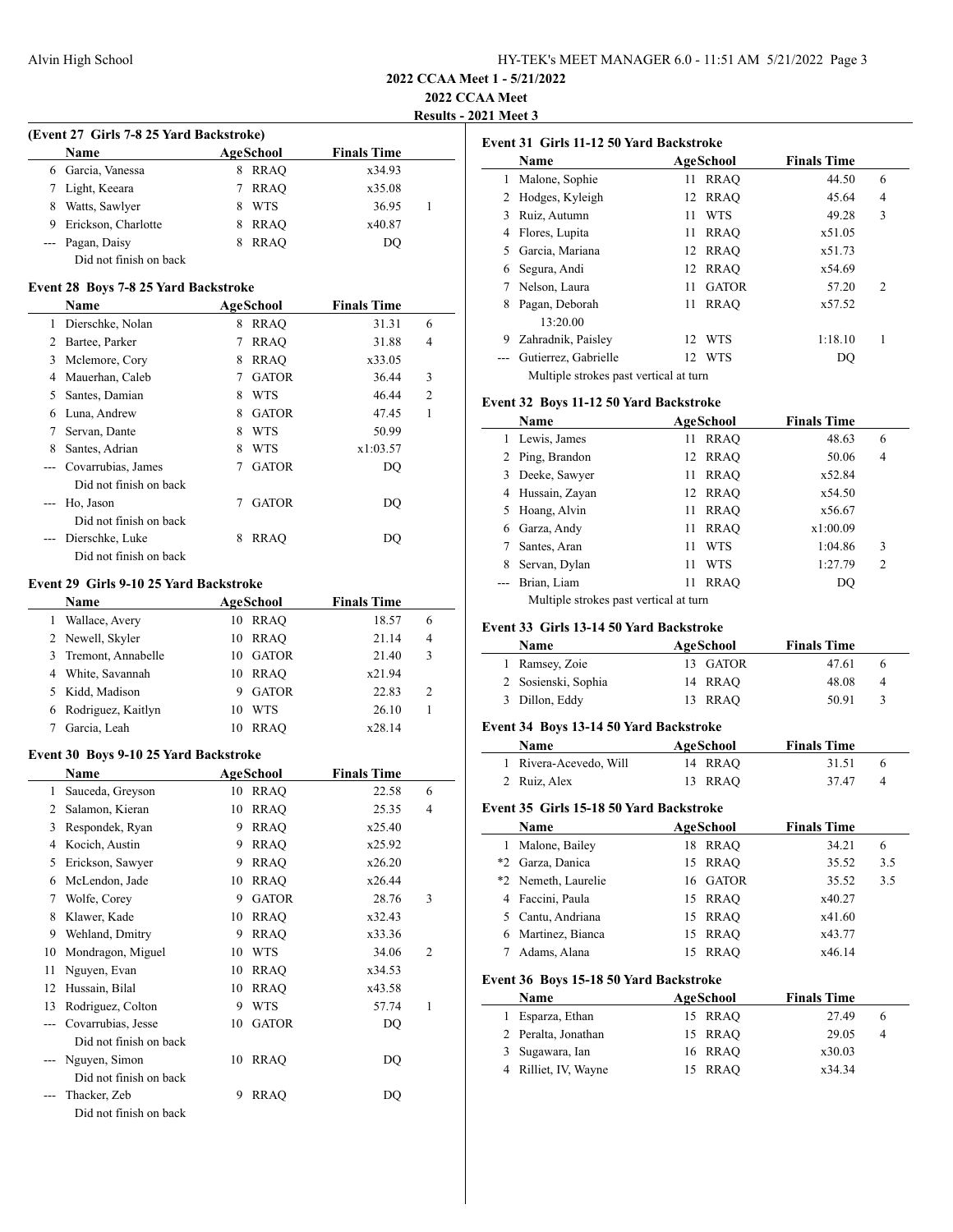## 2022 CCAA Meet 1 - 5/21/2022

## 2022 CCAA Meet

## Results - 2021 Meet 3

### (Event 27 Girls 7-8 25 Yard Backstroke)

| | Name | Age | School | Finals Time | |
|---|---|---|---|---|---|
| 6 | Garcia, Vanessa | 8 | RRAQ | x34.93 | |
| 7 | Light, Keeara | 7 | RRAQ | x35.08 | |
| 8 | Watts, Sawlyer | 8 | WTS | 36.95 | 1 |
| 9 | Erickson, Charlotte | 8 | RRAQ | x40.87 | |
| --- | Pagan, Daisy | 8 | RRAQ | DQ | |
| | Did not finish on back | | | | |

### Event 28 Boys 7-8 25 Yard Backstroke

| | Name | Age | School | Finals Time | |
|---|---|---|---|---|---|
| 1 | Dierschke, Nolan | 8 | RRAQ | 31.31 | 6 |
| 2 | Bartee, Parker | 7 | RRAQ | 31.88 | 4 |
| 3 | Mclemore, Cory | 8 | RRAQ | x33.05 | |
| 4 | Mauerhan, Caleb | 7 | GATOR | 36.44 | 3 |
| 5 | Santes, Damian | 8 | WTS | 46.44 | 2 |
| 6 | Luna, Andrew | 8 | GATOR | 47.45 | 1 |
| 7 | Servan, Dante | 8 | WTS | 50.99 | |
| 8 | Santes, Adrian | 8 | WTS | x1:03.57 | |
| --- | Covarrubias, James | 7 | GATOR | DQ | |
| | Did not finish on back | | | | |
| --- | Ho, Jason | 7 | GATOR | DQ | |
| | Did not finish on back | | | | |
| --- | Dierschke, Luke | 8 | RRAQ | DQ | |
| | Did not finish on back | | | | |

### Event 29 Girls 9-10 25 Yard Backstroke

| | Name | Age | School | Finals Time | |
|---|---|---|---|---|---|
| 1 | Wallace, Avery | 10 | RRAQ | 18.57 | 6 |
| 2 | Newell, Skyler | 10 | RRAQ | 21.14 | 4 |
| 3 | Tremont, Annabelle | 10 | GATOR | 21.40 | 3 |
| 4 | White, Savannah | 10 | RRAQ | x21.94 | |
| 5 | Kidd, Madison | 9 | GATOR | 22.83 | 2 |
| 6 | Rodriguez, Kaitlyn | 10 | WTS | 26.10 | 1 |
| 7 | Garcia, Leah | 10 | RRAQ | x28.14 | |

### Event 30 Boys 9-10 25 Yard Backstroke

| | Name | Age | School | Finals Time | |
|---|---|---|---|---|---|
| 1 | Sauceda, Greyson | 10 | RRAQ | 22.58 | 6 |
| 2 | Salamon, Kieran | 10 | RRAQ | 25.35 | 4 |
| 3 | Respondek, Ryan | 9 | RRAQ | x25.40 | |
| 4 | Kocich, Austin | 9 | RRAQ | x25.92 | |
| 5 | Erickson, Sawyer | 9 | RRAQ | x26.20 | |
| 6 | McLendon, Jade | 10 | RRAQ | x26.44 | |
| 7 | Wolfe, Corey | 9 | GATOR | 28.76 | 3 |
| 8 | Klawer, Kade | 10 | RRAQ | x32.43 | |
| 9 | Wehland, Dmitry | 9 | RRAQ | x33.36 | |
| 10 | Mondragon, Miguel | 10 | WTS | 34.06 | 2 |
| 11 | Nguyen, Evan | 10 | RRAQ | x34.53 | |
| 12 | Hussain, Bilal | 10 | RRAQ | x43.58 | |
| 13 | Rodriguez, Colton | 9 | WTS | 57.74 | 1 |
| --- | Covarrubias, Jesse | 10 | GATOR | DQ | |
| | Did not finish on back | | | | |
| --- | Nguyen, Simon | 10 | RRAQ | DQ | |
| | Did not finish on back | | | | |
| --- | Thacker, Zeb | 9 | RRAQ | DQ | |
| | Did not finish on back | | | | |

### Event 31 Girls 11-12 50 Yard Backstroke

| | Name | Age | School | Finals Time | |
|---|---|---|---|---|---|
| 1 | Malone, Sophie | 11 | RRAQ | 44.50 | 6 |
| 2 | Hodges, Kyleigh | 12 | RRAQ | 45.64 | 4 |
| 3 | Ruiz, Autumn | 11 | WTS | 49.28 | 3 |
| 4 | Flores, Lupita | 11 | RRAQ | x51.05 | |
| 5 | Garcia, Mariana | 12 | RRAQ | x51.73 | |
| 6 | Segura, Andi | 12 | RRAQ | x54.69 | |
| 7 | Nelson, Laura | 11 | GATOR | 57.20 | 2 |
| 8 | Pagan, Deborah | 11 | RRAQ | x57.52 | |
| | 13:20.00 | | | | |
| 9 | Zahradnik, Paisley | 12 | WTS | 1:18.10 | 1 |
| --- | Gutierrez, Gabrielle | 12 | WTS | DQ | |
| | Multiple strokes past vertical at turn | | | | |

### Event 32 Boys 11-12 50 Yard Backstroke

| | Name | Age | School | Finals Time | |
|---|---|---|---|---|---|
| 1 | Lewis, James | 11 | RRAQ | 48.63 | 6 |
| 2 | Ping, Brandon | 12 | RRAQ | 50.06 | 4 |
| 3 | Deeke, Sawyer | 11 | RRAQ | x52.84 | |
| 4 | Hussain, Zayan | 12 | RRAQ | x54.50 | |
| 5 | Hoang, Alvin | 11 | RRAQ | x56.67 | |
| 6 | Garza, Andy | 11 | RRAQ | x1:00.09 | |
| 7 | Santes, Aran | 11 | WTS | 1:04.86 | 3 |
| 8 | Servan, Dylan | 11 | WTS | 1:27.79 | 2 |
| --- | Brian, Liam | 11 | RRAQ | DQ | |
| | Multiple strokes past vertical at turn | | | | |

### Event 33 Girls 13-14 50 Yard Backstroke

| | Name | Age | School | Finals Time | |
|---|---|---|---|---|---|
| 1 | Ramsey, Zoie | 13 | GATOR | 47.61 | 6 |
| 2 | Sosienski, Sophia | 14 | RRAQ | 48.08 | 4 |
| 3 | Dillon, Eddy | 13 | RRAQ | 50.91 | 3 |

### Event 34 Boys 13-14 50 Yard Backstroke

| | Name | Age | School | Finals Time | |
|---|---|---|---|---|---|
| 1 | Rivera-Acevedo, Will | 14 | RRAQ | 31.51 | 6 |
| 2 | Ruiz, Alex | 13 | RRAQ | 37.47 | 4 |

### Event 35 Girls 15-18 50 Yard Backstroke

| | Name | Age | School | Finals Time | |
|---|---|---|---|---|---|
| 1 | Malone, Bailey | 18 | RRAQ | 34.21 | 6 |
| *2 | Garza, Danica | 15 | RRAQ | 35.52 | 3.5 |
| *2 | Nemeth, Laurelie | 16 | GATOR | 35.52 | 3.5 |
| 4 | Faccini, Paula | 15 | RRAQ | x40.27 | |
| 5 | Cantu, Andriana | 15 | RRAQ | x41.60 | |
| 6 | Martinez, Bianca | 15 | RRAQ | x43.77 | |
| 7 | Adams, Alana | 15 | RRAQ | x46.14 | |

### Event 36 Boys 15-18 50 Yard Backstroke

| | Name | Age | School | Finals Time | |
|---|---|---|---|---|---|
| 1 | Esparza, Ethan | 15 | RRAQ | 27.49 | 6 |
| 2 | Peralta, Jonathan | 15 | RRAQ | 29.05 | 4 |
| 3 | Sugawara, Ian | 16 | RRAQ | x30.03 | |
| 4 | Rilliet, IV, Wayne | 15 | RRAQ | x34.34 | |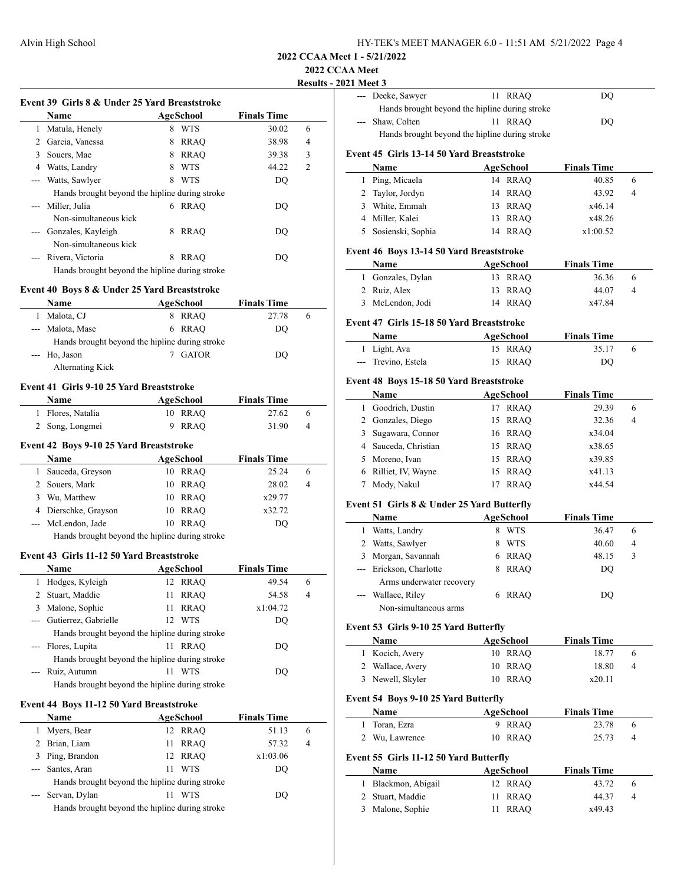### Event 39 Girls 8 & Under 25 Yard Breaststroke

| | Name | Age | School | Finals Time | |
|---|---|---|---|---|---|
| 1 | Matula, Henely | 8 | WTS | 30.02 | 6 |
| 2 | Garcia, Vanessa | 8 | RRAQ | 38.98 | 4 |
| 3 | Souers, Mae | 8 | RRAQ | 39.38 | 3 |
| 4 | Watts, Landry | 8 | WTS | 44.22 | 2 |
| --- | Watts, Sawlyer | 8 | WTS | DQ | |
| | Hands brought beyond the hipline during stroke | | | | |
| --- | Miller, Julia | 6 | RRAQ | DQ | |
| | Non-simultaneous kick | | | | |
| --- | Gonzales, Kayleigh | 8 | RRAQ | DQ | |
| | Non-simultaneous kick | | | | |
| --- | Rivera, Victoria | 8 | RRAQ | DQ | |
| | Hands brought beyond the hipline during stroke | | | | |

### Event 40 Boys 8 & Under 25 Yard Breaststroke

| | Name | Age | School | Finals Time | |
|---|---|---|---|---|---|
| 1 | Malota, CJ | 8 | RRAQ | 27.78 | 6 |
| --- | Malota, Mase | 6 | RRAQ | DQ | |
| | Hands brought beyond the hipline during stroke | | | | |
| --- | Ho, Jason | 7 | GATOR | DQ | |
| | Alternating Kick | | | | |

### Event 41 Girls 9-10 25 Yard Breaststroke

| | Name | Age | School | Finals Time | |
|---|---|---|---|---|---|
| 1 | Flores, Natalia | 10 | RRAQ | 27.62 | 6 |
| 2 | Song, Longmei | 9 | RRAQ | 31.90 | 4 |

### Event 42 Boys 9-10 25 Yard Breaststroke

| | Name | Age | School | Finals Time | |
|---|---|---|---|---|---|
| 1 | Sauceda, Greyson | 10 | RRAQ | 25.24 | 6 |
| 2 | Souers, Mark | 10 | RRAQ | 28.02 | 4 |
| 3 | Wu, Matthew | 10 | RRAQ | x29.77 | |
| 4 | Dierschke, Grayson | 10 | RRAQ | x32.72 | |
| --- | McLendon, Jade | 10 | RRAQ | DQ | |
| | Hands brought beyond the hipline during stroke | | | | |

### Event 43 Girls 11-12 50 Yard Breaststroke

| | Name | Age | School | Finals Time | |
|---|---|---|---|---|---|
| 1 | Hodges, Kyleigh | 12 | RRAQ | 49.54 | 6 |
| 2 | Stuart, Maddie | 11 | RRAQ | 54.58 | 4 |
| 3 | Malone, Sophie | 11 | RRAQ | x1:04.72 | |
| --- | Gutierrez, Gabrielle | 12 | WTS | DQ | |
| | Hands brought beyond the hipline during stroke | | | | |
| --- | Flores, Lupita | 11 | RRAQ | DQ | |
| | Hands brought beyond the hipline during stroke | | | | |
| --- | Ruiz, Autumn | 11 | WTS | DQ | |
| | Hands brought beyond the hipline during stroke | | | | |

### Event 44 Boys 11-12 50 Yard Breaststroke

| | Name | Age | School | Finals Time | |
|---|---|---|---|---|---|
| 1 | Myers, Bear | 12 | RRAQ | 51.13 | 6 |
| 2 | Brian, Liam | 11 | RRAQ | 57.32 | 4 |
| 3 | Ping, Brandon | 12 | RRAQ | x1:03.06 | |
| --- | Santes, Aran | 11 | WTS | DQ | |
| | Hands brought beyond the hipline during stroke | | | | |
| --- | Servan, Dylan | 11 | WTS | DQ | |
| | Hands brought beyond the hipline during stroke | | | | |
| --- | Deeke, Sawyer | 11 | RRAQ | DQ | |
| | Hands brought beyond the hipline during stroke | | | | |
| --- | Shaw, Colten | 11 | RRAQ | DQ | |
| | Hands brought beyond the hipline during stroke | | | | |

### Event 45 Girls 13-14 50 Yard Breaststroke

| | Name | Age | School | Finals Time | |
|---|---|---|---|---|---|
| 1 | Ping, Micaela | 14 | RRAQ | 40.85 | 6 |
| 2 | Taylor, Jordyn | 14 | RRAQ | 43.92 | 4 |
| 3 | White, Emmah | 13 | RRAQ | x46.14 | |
| 4 | Miller, Kalei | 13 | RRAQ | x48.26 | |
| 5 | Sosienski, Sophia | 14 | RRAQ | x1:00.52 | |

### Event 46 Boys 13-14 50 Yard Breaststroke

| | Name | Age | School | Finals Time | |
|---|---|---|---|---|---|
| 1 | Gonzales, Dylan | 13 | RRAQ | 36.36 | 6 |
| 2 | Ruiz, Alex | 13 | RRAQ | 44.07 | 4 |
| 3 | McLendon, Jodi | 14 | RRAQ | x47.84 | |

### Event 47 Girls 15-18 50 Yard Breaststroke

| | Name | Age | School | Finals Time | |
|---|---|---|---|---|---|
| 1 | Light, Ava | 15 | RRAQ | 35.17 | 6 |
| --- | Trevino, Estela | 15 | RRAQ | DQ | |

### Event 48 Boys 15-18 50 Yard Breaststroke

| | Name | Age | School | Finals Time | |
|---|---|---|---|---|---|
| 1 | Goodrich, Dustin | 17 | RRAQ | 29.39 | 6 |
| 2 | Gonzales, Diego | 15 | RRAQ | 32.36 | 4 |
| 3 | Sugawara, Connor | 16 | RRAQ | x34.04 | |
| 4 | Sauceda, Christian | 15 | RRAQ | x38.65 | |
| 5 | Moreno, Ivan | 15 | RRAQ | x39.85 | |
| 6 | Rilliet, IV, Wayne | 15 | RRAQ | x41.13 | |
| 7 | Mody, Nakul | 17 | RRAQ | x44.54 | |

### Event 51 Girls 8 & Under 25 Yard Butterfly

| | Name | Age | School | Finals Time | |
|---|---|---|---|---|---|
| 1 | Watts, Landry | 8 | WTS | 36.47 | 6 |
| 2 | Watts, Sawlyer | 8 | WTS | 40.60 | 4 |
| 3 | Morgan, Savannah | 6 | RRAQ | 48.15 | 3 |
| --- | Erickson, Charlotte | 8 | RRAQ | DQ | |
| | Arms underwater recovery | | | | |
| --- | Wallace, Riley | 6 | RRAQ | DQ | |
| | Non-simultaneous arms | | | | |

### Event 53 Girls 9-10 25 Yard Butterfly

| | Name | Age | School | Finals Time | |
|---|---|---|---|---|---|
| 1 | Kocich, Avery | 10 | RRAQ | 18.77 | 6 |
| 2 | Wallace, Avery | 10 | RRAQ | 18.80 | 4 |
| 3 | Newell, Skyler | 10 | RRAQ | x20.11 | |

### Event 54 Boys 9-10 25 Yard Butterfly

| | Name | Age | School | Finals Time | |
|---|---|---|---|---|---|
| 1 | Toran, Ezra | 9 | RRAQ | 23.78 | 6 |
| 2 | Wu, Lawrence | 10 | RRAQ | 25.73 | 4 |

### Event 55 Girls 11-12 50 Yard Butterfly

| | Name | Age | School | Finals Time | |
|---|---|---|---|---|---|
| 1 | Blackmon, Abigail | 12 | RRAQ | 43.72 | 6 |
| 2 | Stuart, Maddie | 11 | RRAQ | 44.37 | 4 |
| 3 | Malone, Sophie | 11 | RRAQ | x49.43 | |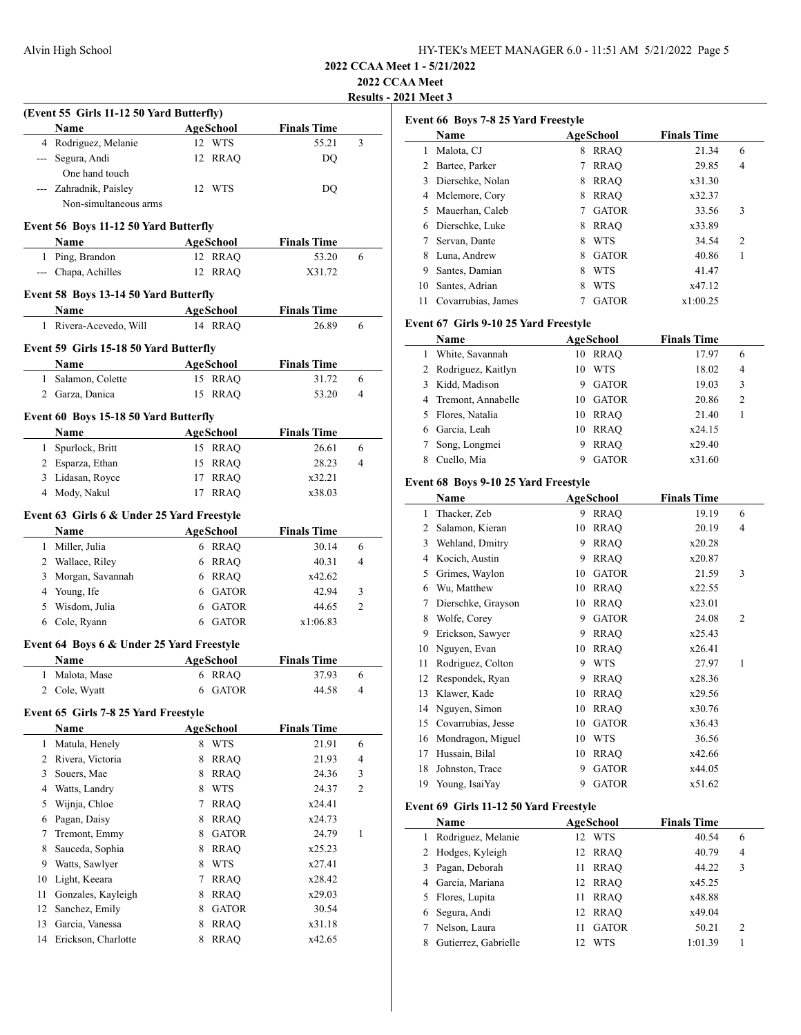## 2022 CCAA Meet 1 - 5/21/2022

## 2022 CCAA Meet

## Results - 2021 Meet 3

### (Event 55 Girls 11-12 50 Yard Butterfly)

| | Name | Age | School | Finals Time | |
|---|---|---|---|---|---|
| 4 | Rodriguez, Melanie | 12 | WTS | 55.21 | 3 |
| --- | Segura, Andi | 12 | RRAQ | DQ | |
| | One hand touch | | | | |
| --- | Zahradnik, Paisley | 12 | WTS | DQ | |
| | Non-simultaneous arms | | | | |

### Event 56 Boys 11-12 50 Yard Butterfly

| | Name | Age | School | Finals Time | |
|---|---|---|---|---|---|
| 1 | Ping, Brandon | 12 | RRAQ | 53.20 | 6 |
| --- | Chapa, Achilles | 12 | RRAQ | X31.72 | |

### Event 58 Boys 13-14 50 Yard Butterfly

| | Name | Age | School | Finals Time | |
|---|---|---|---|---|---|
| 1 | Rivera-Acevedo, Will | 14 | RRAQ | 26.89 | 6 |

### Event 59 Girls 15-18 50 Yard Butterfly

| | Name | Age | School | Finals Time | |
|---|---|---|---|---|---|
| 1 | Salamon, Colette | 15 | RRAQ | 31.72 | 6 |
| 2 | Garza, Danica | 15 | RRAQ | 53.20 | 4 |

### Event 60 Boys 15-18 50 Yard Butterfly

| | Name | Age | School | Finals Time | |
|---|---|---|---|---|---|
| 1 | Spurlock, Britt | 15 | RRAQ | 26.61 | 6 |
| 2 | Esparza, Ethan | 15 | RRAQ | 28.23 | 4 |
| 3 | Lidasan, Royce | 17 | RRAQ | x32.21 | |
| 4 | Mody, Nakul | 17 | RRAQ | x38.03 | |

### Event 63 Girls 6 & Under 25 Yard Freestyle

| | Name | Age | School | Finals Time | |
|---|---|---|---|---|---|
| 1 | Miller, Julia | 6 | RRAQ | 30.14 | 6 |
| 2 | Wallace, Riley | 6 | RRAQ | 40.31 | 4 |
| 3 | Morgan, Savannah | 6 | RRAQ | x42.62 | |
| 4 | Young, Ife | 6 | GATOR | 42.94 | 3 |
| 5 | Wisdom, Julia | 6 | GATOR | 44.65 | 2 |
| 6 | Cole, Ryann | 6 | GATOR | x1:06.83 | |

### Event 64 Boys 6 & Under 25 Yard Freestyle

| | Name | Age | School | Finals Time | |
|---|---|---|---|---|---|
| 1 | Malota, Mase | 6 | RRAQ | 37.93 | 6 |
| 2 | Cole, Wyatt | 6 | GATOR | 44.58 | 4 |

### Event 65 Girls 7-8 25 Yard Freestyle

| | Name | Age | School | Finals Time | |
|---|---|---|---|---|---|
| 1 | Matula, Henely | 8 | WTS | 21.91 | 6 |
| 2 | Rivera, Victoria | 8 | RRAQ | 21.93 | 4 |
| 3 | Souers, Mae | 8 | RRAQ | 24.36 | 3 |
| 4 | Watts, Landry | 8 | WTS | 24.37 | 2 |
| 5 | Wijnja, Chloe | 7 | RRAQ | x24.41 | |
| 6 | Pagan, Daisy | 8 | RRAQ | x24.73 | |
| 7 | Tremont, Emmy | 8 | GATOR | 24.79 | 1 |
| 8 | Sauceda, Sophia | 8 | RRAQ | x25.23 | |
| 9 | Watts, Sawlyer | 8 | WTS | x27.41 | |
| 10 | Light, Keeara | 7 | RRAQ | x28.42 | |
| 11 | Gonzales, Kayleigh | 8 | RRAQ | x29.03 | |
| 12 | Sanchez, Emily | 8 | GATOR | 30.54 | |
| 13 | Garcia, Vanessa | 8 | RRAQ | x31.18 | |
| 14 | Erickson, Charlotte | 8 | RRAQ | x42.65 | |

### Event 66 Boys 7-8 25 Yard Freestyle

| | Name | Age | School | Finals Time | |
|---|---|---|---|---|---|
| 1 | Malota, CJ | 8 | RRAQ | 21.34 | 6 |
| 2 | Bartee, Parker | 7 | RRAQ | 29.85 | 4 |
| 3 | Dierschke, Nolan | 8 | RRAQ | x31.30 | |
| 4 | Mclemore, Cory | 8 | RRAQ | x32.37 | |
| 5 | Mauerhan, Caleb | 7 | GATOR | 33.56 | 3 |
| 6 | Dierschke, Luke | 8 | RRAQ | x33.89 | |
| 7 | Servan, Dante | 8 | WTS | 34.54 | 2 |
| 8 | Luna, Andrew | 8 | GATOR | 40.86 | 1 |
| 9 | Santes, Damian | 8 | WTS | 41.47 | |
| 10 | Santes, Adrian | 8 | WTS | x47.12 | |
| 11 | Covarrubias, James | 7 | GATOR | x1:00.25 | |

### Event 67 Girls 9-10 25 Yard Freestyle

| | Name | Age | School | Finals Time | |
|---|---|---|---|---|---|
| 1 | White, Savannah | 10 | RRAQ | 17.97 | 6 |
| 2 | Rodriguez, Kaitlyn | 10 | WTS | 18.02 | 4 |
| 3 | Kidd, Madison | 9 | GATOR | 19.03 | 3 |
| 4 | Tremont, Annabelle | 10 | GATOR | 20.86 | 2 |
| 5 | Flores, Natalia | 10 | RRAQ | 21.40 | 1 |
| 6 | Garcia, Leah | 10 | RRAQ | x24.15 | |
| 7 | Song, Longmei | 9 | RRAQ | x29.40 | |
| 8 | Cuello, Mia | 9 | GATOR | x31.60 | |

### Event 68 Boys 9-10 25 Yard Freestyle

| | Name | Age | School | Finals Time | |
|---|---|---|---|---|---|
| 1 | Thacker, Zeb | 9 | RRAQ | 19.19 | 6 |
| 2 | Salamon, Kieran | 10 | RRAQ | 20.19 | 4 |
| 3 | Wehland, Dmitry | 9 | RRAQ | x20.28 | |
| 4 | Kocich, Austin | 9 | RRAQ | x20.87 | |
| 5 | Grimes, Waylon | 10 | GATOR | 21.59 | 3 |
| 6 | Wu, Matthew | 10 | RRAQ | x22.55 | |
| 7 | Dierschke, Grayson | 10 | RRAQ | x23.01 | |
| 8 | Wolfe, Corey | 9 | GATOR | 24.08 | 2 |
| 9 | Erickson, Sawyer | 9 | RRAQ | x25.43 | |
| 10 | Nguyen, Evan | 10 | RRAQ | x26.41 | |
| 11 | Rodriguez, Colton | 9 | WTS | 27.97 | 1 |
| 12 | Respondek, Ryan | 9 | RRAQ | x28.36 | |
| 13 | Klawer, Kade | 10 | RRAQ | x29.56 | |
| 14 | Nguyen, Simon | 10 | RRAQ | x30.76 | |
| 15 | Covarrubias, Jesse | 10 | GATOR | x36.43 | |
| 16 | Mondragon, Miguel | 10 | WTS | 36.56 | |
| 17 | Hussain, Bilal | 10 | RRAQ | x42.66 | |
| 18 | Johnston, Trace | 9 | GATOR | x44.05 | |
| 19 | Young, IsaiYay | 9 | GATOR | x51.62 | |

### Event 69 Girls 11-12 50 Yard Freestyle

| | Name | Age | School | Finals Time | |
|---|---|---|---|---|---|
| 1 | Rodriguez, Melanie | 12 | WTS | 40.54 | 6 |
| 2 | Hodges, Kyleigh | 12 | RRAQ | 40.79 | 4 |
| 3 | Pagan, Deborah | 11 | RRAQ | 44.22 | 3 |
| 4 | Garcia, Mariana | 12 | RRAQ | x45.25 | |
| 5 | Flores, Lupita | 11 | RRAQ | x48.88 | |
| 6 | Segura, Andi | 12 | RRAQ | x49.04 | |
| 7 | Nelson, Laura | 11 | GATOR | 50.21 | 2 |
| 8 | Gutierrez, Gabrielle | 12 | WTS | 1:01.39 | 1 |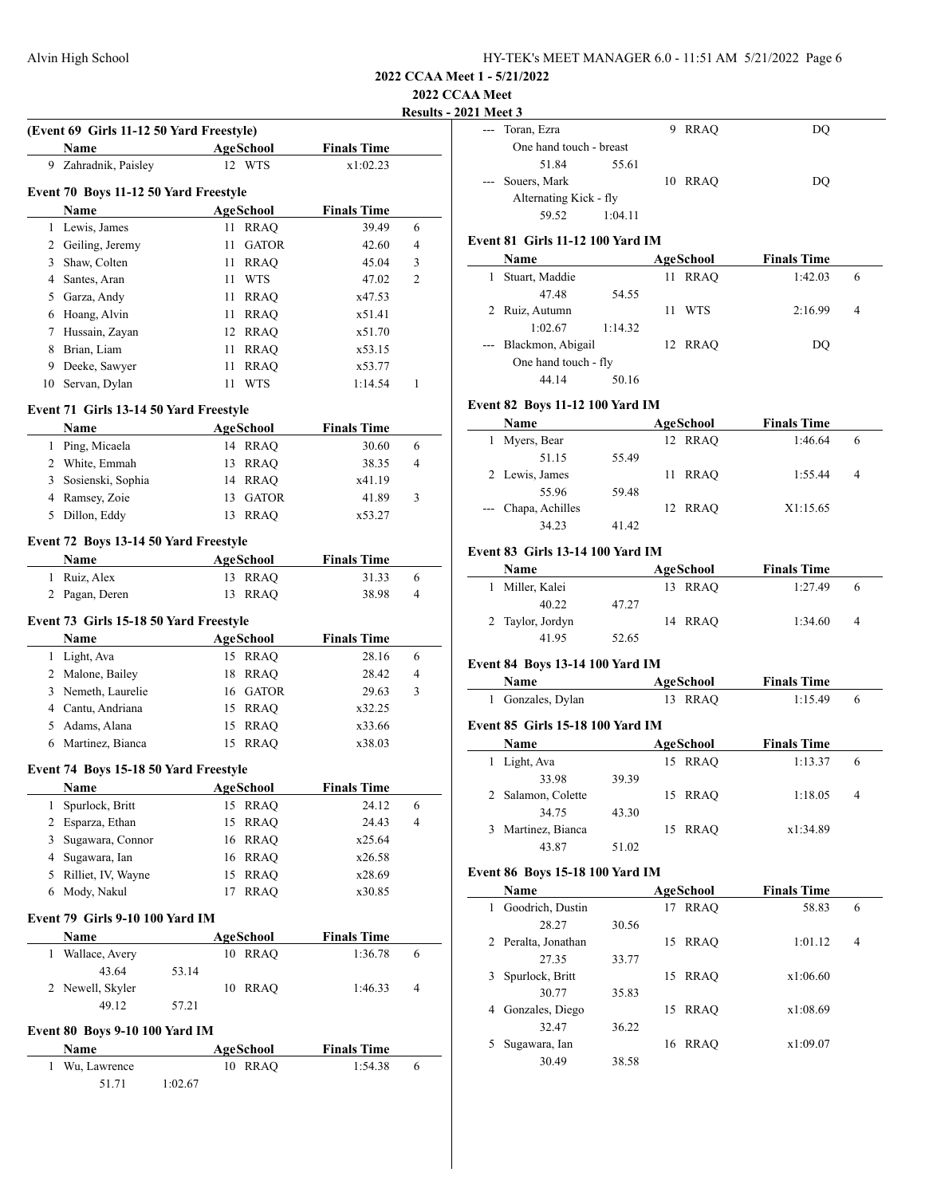## 2022 CCAA Meet 1 - 5/21/2022

## 2022 CCAA Meet

## Results - 2021 Meet 3

### (Event 69 Girls 11-12 50 Yard Freestyle)

| | Name | Age | School | Finals Time | |
|---|---|---|---|---|---|
| 9 | Zahradnik, Paisley | 12 | WTS | x1:02.23 | |

### Event 70 Boys 11-12 50 Yard Freestyle

| | Name | Age | School | Finals Time | |
|---|---|---|---|---|---|
| 1 | Lewis, James | 11 | RRAQ | 39.49 | 6 |
| 2 | Geiling, Jeremy | 11 | GATOR | 42.60 | 4 |
| 3 | Shaw, Colten | 11 | RRAQ | 45.04 | 3 |
| 4 | Santes, Aran | 11 | WTS | 47.02 | 2 |
| 5 | Garza, Andy | 11 | RRAQ | x47.53 | |
| 6 | Hoang, Alvin | 11 | RRAQ | x51.41 | |
| 7 | Hussain, Zayan | 12 | RRAQ | x51.70 | |
| 8 | Brian, Liam | 11 | RRAQ | x53.15 | |
| 9 | Deeke, Sawyer | 11 | RRAQ | x53.77 | |
| 10 | Servan, Dylan | 11 | WTS | 1:14.54 | 1 |

### Event 71 Girls 13-14 50 Yard Freestyle

| | Name | Age | School | Finals Time | |
|---|---|---|---|---|---|
| 1 | Ping, Micaela | 14 | RRAQ | 30.60 | 6 |
| 2 | White, Emmah | 13 | RRAQ | 38.35 | 4 |
| 3 | Sosienski, Sophia | 14 | RRAQ | x41.19 | |
| 4 | Ramsey, Zoie | 13 | GATOR | 41.89 | 3 |
| 5 | Dillon, Eddy | 13 | RRAQ | x53.27 | |

### Event 72 Boys 13-14 50 Yard Freestyle

| | Name | Age | School | Finals Time | |
|---|---|---|---|---|---|
| 1 | Ruiz, Alex | 13 | RRAQ | 31.33 | 6 |
| 2 | Pagan, Deren | 13 | RRAQ | 38.98 | 4 |

### Event 73 Girls 15-18 50 Yard Freestyle

| | Name | Age | School | Finals Time | |
|---|---|---|---|---|---|
| 1 | Light, Ava | 15 | RRAQ | 28.16 | 6 |
| 2 | Malone, Bailey | 18 | RRAQ | 28.42 | 4 |
| 3 | Nemeth, Laurelie | 16 | GATOR | 29.63 | 3 |
| 4 | Cantu, Andriana | 15 | RRAQ | x32.25 | |
| 5 | Adams, Alana | 15 | RRAQ | x33.66 | |
| 6 | Martinez, Bianca | 15 | RRAQ | x38.03 | |

### Event 74 Boys 15-18 50 Yard Freestyle

| | Name | Age | School | Finals Time | |
|---|---|---|---|---|---|
| 1 | Spurlock, Britt | 15 | RRAQ | 24.12 | 6 |
| 2 | Esparza, Ethan | 15 | RRAQ | 24.43 | 4 |
| 3 | Sugawara, Connor | 16 | RRAQ | x25.64 | |
| 4 | Sugawara, Ian | 16 | RRAQ | x26.58 | |
| 5 | Rilliet, IV, Wayne | 15 | RRAQ | x28.69 | |
| 6 | Mody, Nakul | 17 | RRAQ | x30.85 | |

### Event 79 Girls 9-10 100 Yard IM

| | Name | Age | School | Finals Time | |
|---|---|---|---|---|---|
| 1 | Wallace, Avery | 10 | RRAQ | 1:36.78 | 6 |
| | 43.64 53.14 | | | | |
| 2 | Newell, Skyler | 10 | RRAQ | 1:46.33 | 4 |
| | 49.12 57.21 | | | | |

### Event 80 Boys 9-10 100 Yard IM

| | Name | Age | School | Finals Time | |
|---|---|---|---|---|---|
| 1 | Wu, Lawrence | 10 | RRAQ | 1:54.38 | 6 |
| | 51.71 1:02.67 | | | | |
| --- | Toran, Ezra | 9 | RRAQ | DQ | |
| | One hand touch - breast | | | | |
| | 51.84 55.61 | | | | |
| --- | Souers, Mark | 10 | RRAQ | DQ | |
| | Alternating Kick - fly | | | | |
| | 59.52 1:04.11 | | | | |

### Event 81 Girls 11-12 100 Yard IM

| | Name | Age | School | Finals Time | |
|---|---|---|---|---|---|
| 1 | Stuart, Maddie | 11 | RRAQ | 1:42.03 | 6 |
| | 47.48 54.55 | | | | |
| 2 | Ruiz, Autumn | 11 | WTS | 2:16.99 | 4 |
| | 1:02.67 1:14.32 | | | | |
| --- | Blackmon, Abigail | 12 | RRAQ | DQ | |
| | One hand touch - fly | | | | |
| | 44.14 50.16 | | | | |

### Event 82 Boys 11-12 100 Yard IM

| | Name | Age | School | Finals Time | |
|---|---|---|---|---|---|
| 1 | Myers, Bear | 12 | RRAQ | 1:46.64 | 6 |
| | 51.15 55.49 | | | | |
| 2 | Lewis, James | 11 | RRAQ | 1:55.44 | 4 |
| | 55.96 59.48 | | | | |
| --- | Chapa, Achilles | 12 | RRAQ | X1:15.65 | |
| | 34.23 41.42 | | | | |

### Event 83 Girls 13-14 100 Yard IM

| | Name | Age | School | Finals Time | |
|---|---|---|---|---|---|
| 1 | Miller, Kalei | 13 | RRAQ | 1:27.49 | 6 |
| | 40.22 47.27 | | | | |
| 2 | Taylor, Jordyn | 14 | RRAQ | 1:34.60 | 4 |
| | 41.95 52.65 | | | | |

### Event 84 Boys 13-14 100 Yard IM

| | Name | Age | School | Finals Time | |
|---|---|---|---|---|---|
| 1 | Gonzales, Dylan | 13 | RRAQ | 1:15.49 | 6 |

### Event 85 Girls 15-18 100 Yard IM

| | Name | Age | School | Finals Time | |
|---|---|---|---|---|---|
| 1 | Light, Ava | 15 | RRAQ | 1:13.37 | 6 |
| | 33.98 39.39 | | | | |
| 2 | Salamon, Colette | 15 | RRAQ | 1:18.05 | 4 |
| | 34.75 43.30 | | | | |
| 3 | Martinez, Bianca | 15 | RRAQ | x1:34.89 | |
| | 43.87 51.02 | | | | |

### Event 86 Boys 15-18 100 Yard IM

| | Name | Age | School | Finals Time | |
|---|---|---|---|---|---|
| 1 | Goodrich, Dustin | 17 | RRAQ | 58.83 | 6 |
| | 28.27 30.56 | | | | |
| 2 | Peralta, Jonathan | 15 | RRAQ | 1:01.12 | 4 |
| | 27.35 33.77 | | | | |
| 3 | Spurlock, Britt | 15 | RRAQ | x1:06.60 | |
| | 30.77 35.83 | | | | |
| 4 | Gonzales, Diego | 15 | RRAQ | x1:08.69 | |
| | 32.47 36.22 | | | | |
| 5 | Sugawara, Ian | 16 | RRAQ | x1:09.07 | |
| | 30.49 38.58 | | | | |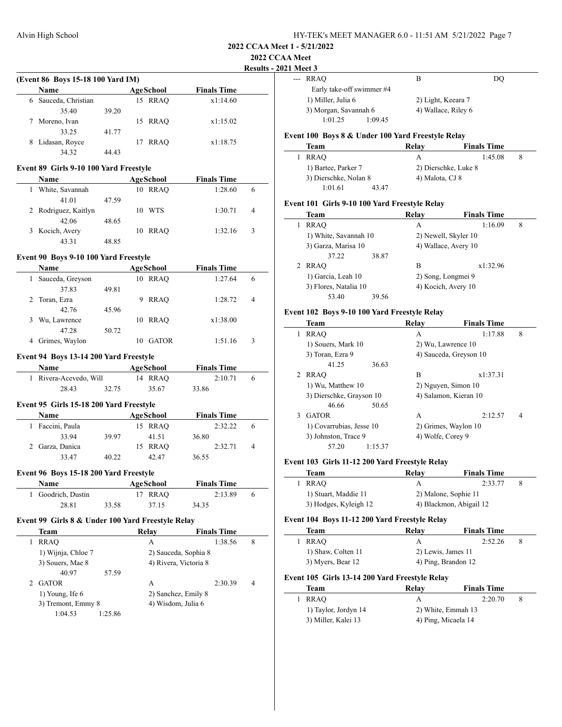**2022 CCAA Meet 1 - 5/21/2022**

**2022 CCAA Meet**

**Results - 2021 Meet 3**

### (Event 86 Boys 15-18 100 Yard IM)

| | Name | Age | School | Finals Time | |
|---|---|---|---|---|---|
| 6 | Sauceda, Christian | 15 | RRAQ | x1:14.60 | |
| | 35.40 39.20 | | | | |
| 7 | Moreno, Ivan | 15 | RRAQ | x1:15.02 | |
| | 33.25 41.77 | | | | |
| 8 | Lidasan, Royce | 17 | RRAQ | x1:18.75 | |
| | 34.32 44.43 | | | | |

### Event 89 Girls 9-10 100 Yard Freestyle

| | Name | Age | School | Finals Time | |
|---|---|---|---|---|---|
| 1 | White, Savannah | 10 | RRAQ | 1:28.60 | 6 |
| | 41.01 47.59 | | | | |
| 2 | Rodriguez, Kaitlyn | 10 | WTS | 1:30.71 | 4 |
| | 42.06 48.65 | | | | |
| 3 | Kocich, Avery | 10 | RRAQ | 1:32.16 | 3 |
| | 43.31 48.85 | | | | |

### Event 90 Boys 9-10 100 Yard Freestyle

| | Name | Age | School | Finals Time | |
|---|---|---|---|---|---|
| 1 | Sauceda, Greyson | 10 | RRAQ | 1:27.64 | 6 |
| | 37.83 49.81 | | | | |
| 2 | Toran, Ezra | 9 | RRAQ | 1:28.72 | 4 |
| | 42.76 45.96 | | | | |
| 3 | Wu, Lawrence | 10 | RRAQ | x1:38.00 | |
| | 47.28 50.72 | | | | |
| 4 | Grimes, Waylon | 10 | GATOR | 1:51.16 | 3 |

### Event 94 Boys 13-14 200 Yard Freestyle

| | Name | Age | School | Finals Time | |
|---|---|---|---|---|---|
| 1 | Rivera-Acevedo, Will | 14 | RRAQ | 2:10.71 | 6 |
| | 28.43 32.75 35.67 33.86 | | | | |

### Event 95 Girls 15-18 200 Yard Freestyle

| | Name | Age | School | Finals Time | |
|---|---|---|---|---|---|
| 1 | Faccini, Paula | 15 | RRAQ | 2:32.22 | 6 |
| | 33.94 39.97 41.51 36.80 | | | | |
| 2 | Garza, Danica | 15 | RRAQ | 2:32.71 | 4 |
| | 33.47 40.22 42.47 36.55 | | | | |

### Event 96 Boys 15-18 200 Yard Freestyle

| | Name | Age | School | Finals Time | |
|---|---|---|---|---|---|
| 1 | Goodrich, Dustin | 17 | RRAQ | 2:13.89 | 6 |
| | 28.81 33.58 37.15 34.35 | | | | |

### Event 99 Girls 8 & Under 100 Yard Freestyle Relay

| | Team | Relay | Finals Time | |
|---|---|---|---|---|
| 1 | RRAQ | A | 1:38.56 | 8 |
| | 1) Wijnja, Chloe 7 | 2) Sauceda, Sophia 8 | | |
| | 3) Souers, Mae 8 | 4) Rivera, Victoria 8 | | |
| | 40.97 57.59 | | | |
| 2 | GATOR | A | 2:30.39 | 4 |
| | 1) Young, Ife 6 | 2) Sanchez, Emily 8 | | |
| | 3) Tremont, Emmy 8 | 4) Wisdom, Julia 6 | | |
| | 1:04.53 1:25.86 | | | |
| --- | RRAQ | B | DQ | |
| | Early take-off swimmer #4 | | | |
| | 1) Miller, Julia 6 | 2) Light, Keeara 7 | | |
| | 3) Morgan, Savannah 6 | 4) Wallace, Riley 6 | | |
| | 1:01.25 1:09.45 | | | |

### Event 100 Boys 8 & Under 100 Yard Freestyle Relay

| | Team | Relay | Finals Time | |
|---|---|---|---|---|
| 1 | RRAQ | A | 1:45.08 | 8 |
| | 1) Bartee, Parker 7 | 2) Dierschke, Luke 8 | | |
| | 3) Dierschke, Nolan 8 | 4) Malota, CJ 8 | | |
| | 1:01.61 43.47 | | | |

### Event 101 Girls 9-10 100 Yard Freestyle Relay

| | Team | Relay | Finals Time | |
|---|---|---|---|---|
| 1 | RRAQ | A | 1:16.09 | 8 |
| | 1) White, Savannah 10 | 2) Newell, Skyler 10 | | |
| | 3) Garza, Marisa 10 | 4) Wallace, Avery 10 | | |
| | 37.22 38.87 | | | |
| 2 | RRAQ | B | x1:32.96 | |
| | 1) Garcia, Leah 10 | 2) Song, Longmei 9 | | |
| | 3) Flores, Natalia 10 | 4) Kocich, Avery 10 | | |
| | 53.40 39.56 | | | |

### Event 102 Boys 9-10 100 Yard Freestyle Relay

| | Team | Relay | Finals Time | |
|---|---|---|---|---|
| 1 | RRAQ | A | 1:17.88 | 8 |
| | 1) Souers, Mark 10 | 2) Wu, Lawrence 10 | | |
| | 3) Toran, Ezra 9 | 4) Sauceda, Greyson 10 | | |
| | 41.25 36.63 | | | |
| 2 | RRAQ | B | x1:37.31 | |
| | 1) Wu, Matthew 10 | 2) Nguyen, Simon 10 | | |
| | 3) Dierschke, Grayson 10 | 4) Salamon, Kieran 10 | | |
| | 46.66 50.65 | | | |
| 3 | GATOR | A | 2:12.57 | 4 |
| | 1) Covarrubias, Jesse 10 | 2) Grimes, Waylon 10 | | |
| | 3) Johnston, Trace 9 | 4) Wolfe, Corey 9 | | |
| | 57.20 1:15.37 | | | |

### Event 103 Girls 11-12 200 Yard Freestyle Relay

| | Team | Relay | Finals Time | |
|---|---|---|---|---|
| 1 | RRAQ | A | 2:33.77 | 8 |
| | 1) Stuart, Maddie 11 | 2) Malone, Sophie 11 | | |
| | 3) Hodges, Kyleigh 12 | 4) Blackmon, Abigail 12 | | |

### Event 104 Boys 11-12 200 Yard Freestyle Relay

| | Team | Relay | Finals Time | |
|---|---|---|---|---|
| 1 | RRAQ | A | 2:52.26 | 8 |
| | 1) Shaw, Colten 11 | 2) Lewis, James 11 | | |
| | 3) Myers, Bear 12 | 4) Ping, Brandon 12 | | |

### Event 105 Girls 13-14 200 Yard Freestyle Relay

| | Team | Relay | Finals Time | |
|---|---|---|---|---|
| 1 | RRAQ | A | 2:20.70 | 8 |
| | 1) Taylor, Jordyn 14 | 2) White, Emmah 13 | | |
| | 3) Miller, Kalei 13 | 4) Ping, Micaela 14 | | |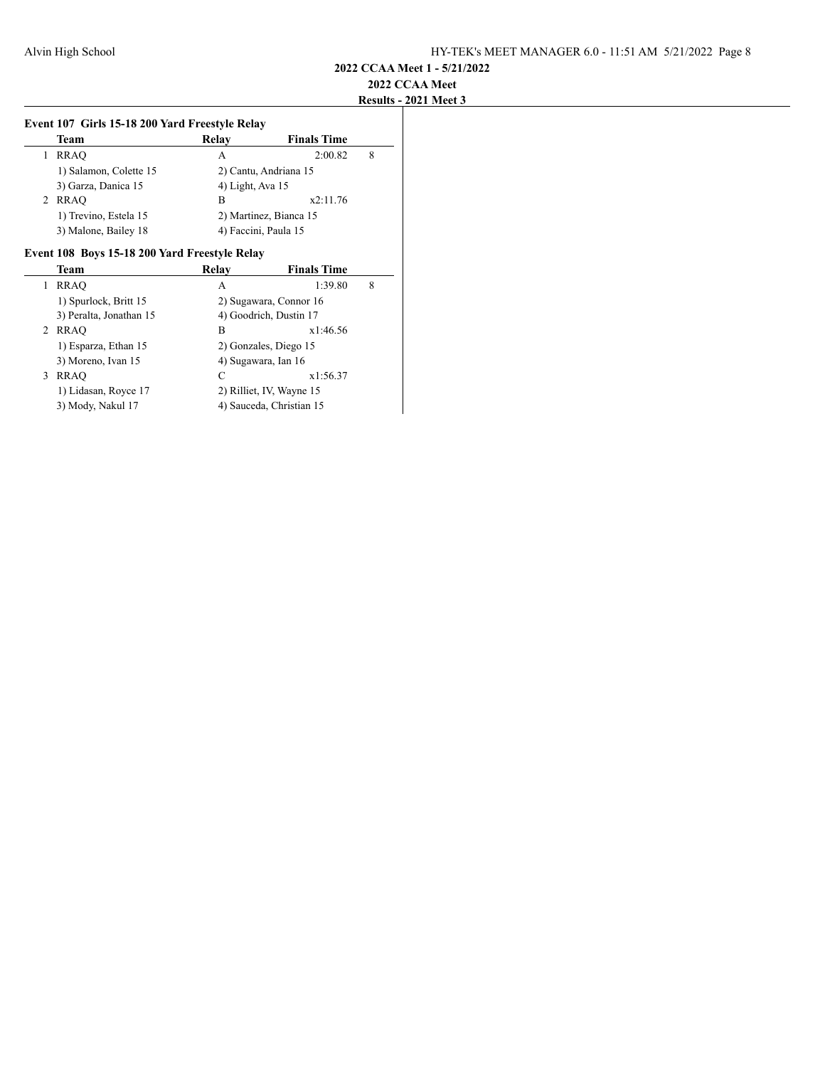## Event 107 Girls 15-18 200 Yard Freestyle Relay

| | Team | Relay | Finals Time | |
|---|---|---|---|---|
| 1 | RRAQ | A | 2:00.82 | 8 |
| | 1) Salamon, Colette 15 | 2) Cantu, Andriana 15 | | |
| | 3) Garza, Danica 15 | 4) Light, Ava 15 | | |
| 2 | RRAQ | B | x2:11.76 | |
| | 1) Trevino, Estela 15 | 2) Martinez, Bianca 15 | | |
| | 3) Malone, Bailey 18 | 4) Faccini, Paula 15 | | |

## Event 108 Boys 15-18 200 Yard Freestyle Relay

| | Team | Relay | Finals Time | |
|---|---|---|---|---|
| 1 | RRAQ | A | 1:39.80 | 8 |
| | 1) Spurlock, Britt 15 | 2) Sugawara, Connor 16 | | |
| | 3) Peralta, Jonathan 15 | 4) Goodrich, Dustin 17 | | |
| 2 | RRAQ | B | x1:46.56 | |
| | 1) Esparza, Ethan 15 | 2) Gonzales, Diego 15 | | |
| | 3) Moreno, Ivan 15 | 4) Sugawara, Ian 16 | | |
| 3 | RRAQ | C | x1:56.37 | |
| | 1) Lidasan, Royce 17 | 2) Rilliet, IV, Wayne 15 | | |
| | 3) Mody, Nakul 17 | 4) Sauceda, Christian 15 | | |